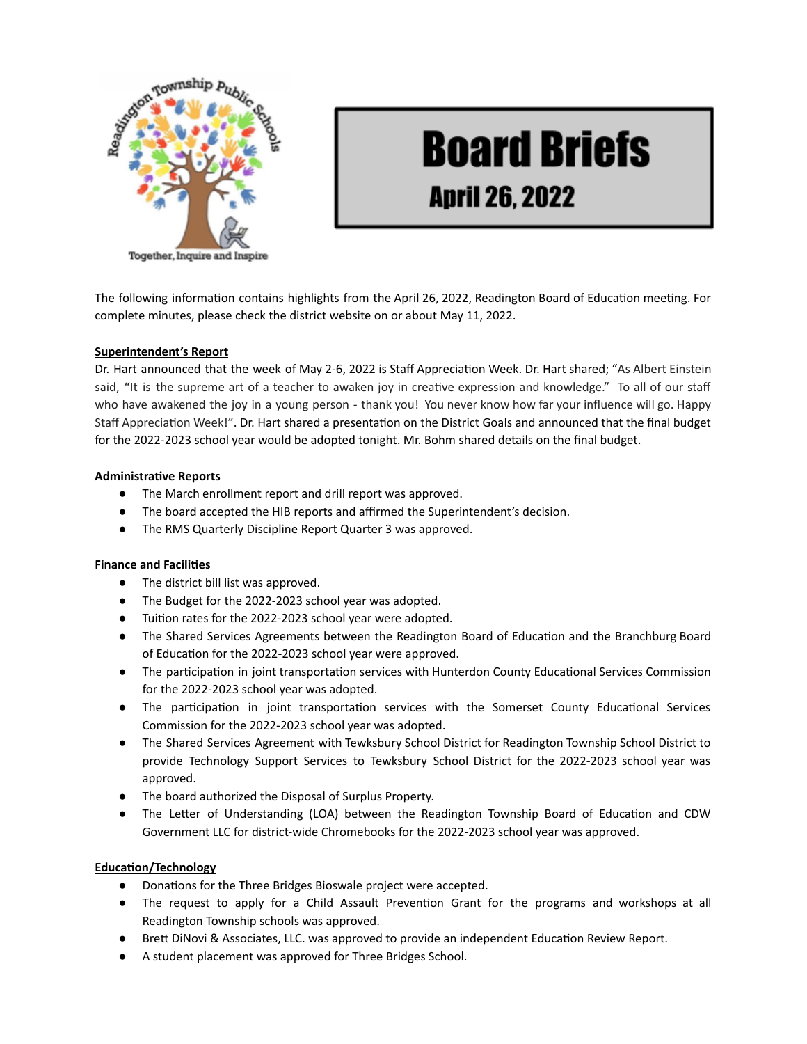# Board Briefs

## April 26, 2022

The following information contains highlights from the April 26, 2022, Readington Board of Education meeting. For complete minutes, please check the district website on or about May 11, 2022.

**Superintendent's Report**

Dr. Hart announced that the week of May 2-6, 2022 is Staff Appreciation Week. Dr. Hart shared; "As Albert Einstein said, "It is the supreme art of a teacher to awaken joy in creative expression and knowledge." To all of our staff who have awakened the joy in a young person - thank you! You never know how far your influence will go. Happy Staff Appreciation Week!". Dr. Hart shared a presentation on the District Goals and announced that the final budget for the 2022-2023 school year would be adopted tonight. Mr. Bohm shared details on the final budget.

**Administrative Reports**

- The March enrollment report and drill report was approved.
- The board accepted the HIB reports and affirmed the Superintendent's decision.
- The RMS Quarterly Discipline Report Quarter 3 was approved.

**Finance and Facilities**

- The district bill list was approved.
- The Budget for the 2022-2023 school year was adopted.
- Tuition rates for the 2022-2023 school year were adopted.
- The Shared Services Agreements between the Readington Board of Education and the Branchburg Board of Education for the 2022-2023 school year were approved.
- The participation in joint transportation services with Hunterdon County Educational Services Commission for the 2022-2023 school year was adopted.
- The participation in joint transportation services with the Somerset County Educational Services Commission for the 2022-2023 school year was adopted.
- The Shared Services Agreement with Tewksbury School District for Readington Township School District to provide Technology Support Services to Tewksbury School District for the 2022-2023 school year was approved.
- The board authorized the Disposal of Surplus Property.
- The Letter of Understanding (LOA) between the Readington Township Board of Education and CDW Government LLC for district-wide Chromebooks for the 2022-2023 school year was approved.

**Education/Technology**

- Donations for the Three Bridges Bioswale project were accepted.
- The request to apply for a Child Assault Prevention Grant for the programs and workshops at all Readington Township schools was approved.
- Brett DiNovi & Associates, LLC. was approved to provide an independent Education Review Report.
- A student placement was approved for Three Bridges School.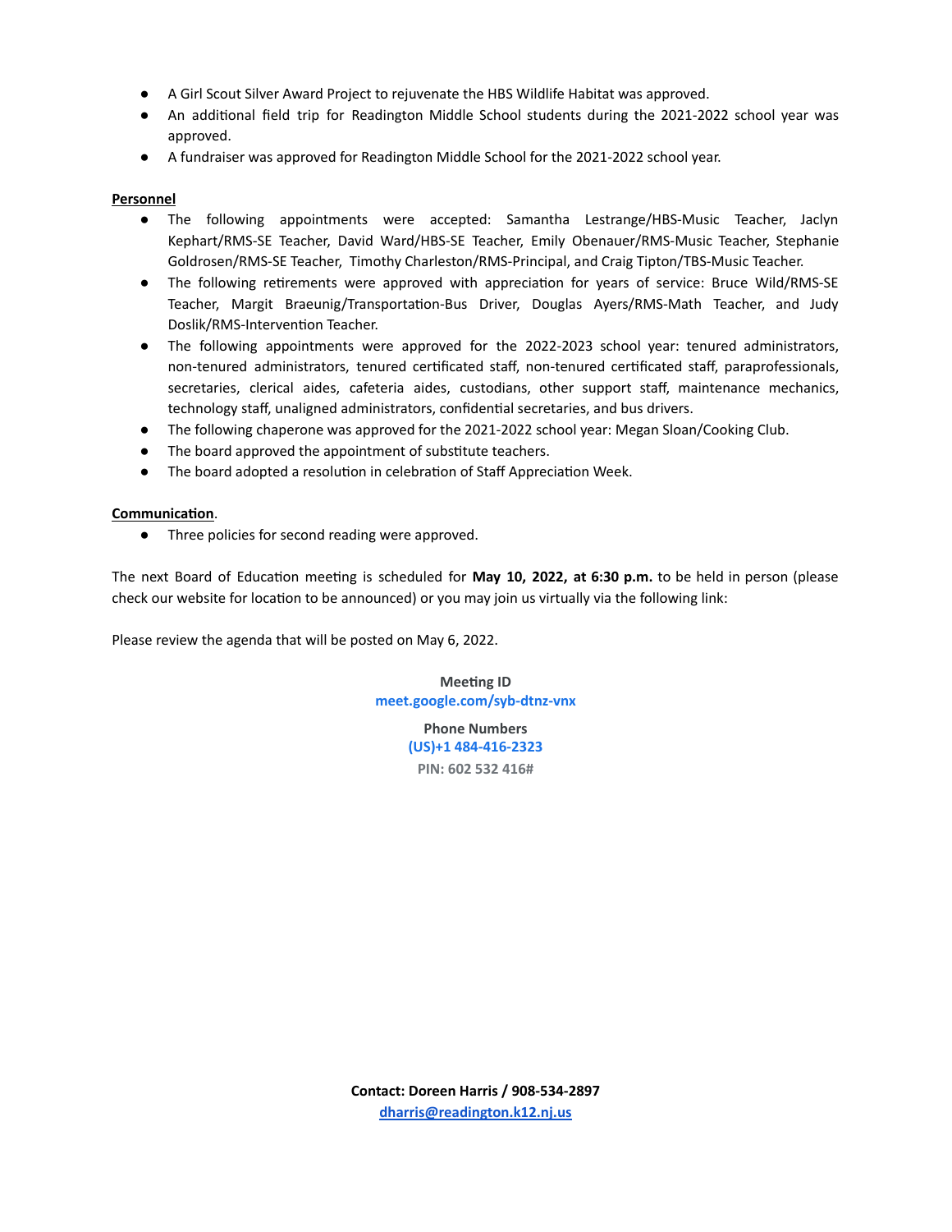- A Girl Scout Silver Award Project to rejuvenate the HBS Wildlife Habitat was approved.
- An additional field trip for Readington Middle School students during the 2021-2022 school year was approved.
- A fundraiser was approved for Readington Middle School for the 2021-2022 school year.

**Personnel**

- The following appointments were accepted: Samantha Lestrange/HBS-Music Teacher, Jaclyn Kephart/RMS-SE Teacher, David Ward/HBS-SE Teacher, Emily Obenauer/RMS-Music Teacher, Stephanie Goldrosen/RMS-SE Teacher, Timothy Charleston/RMS-Principal, and Craig Tipton/TBS-Music Teacher.
- The following retirements were approved with appreciation for years of service: Bruce Wild/RMS-SE Teacher, Margit Braeunig/Transportation-Bus Driver, Douglas Ayers/RMS-Math Teacher, and Judy Doslik/RMS-Intervention Teacher.
- The following appointments were approved for the 2022-2023 school year: tenured administrators, non-tenured administrators, tenured certificated staff, non-tenured certificated staff, paraprofessionals, secretaries, clerical aides, cafeteria aides, custodians, other support staff, maintenance mechanics, technology staff, unaligned administrators, confidential secretaries, and bus drivers.
- The following chaperone was approved for the 2021-2022 school year: Megan Sloan/Cooking Club.
- The board approved the appointment of substitute teachers.
- The board adopted a resolution in celebration of Staff Appreciation Week.

**Communication**.

- Three policies for second reading were approved.

The next Board of Education meeting is scheduled for **May 10, 2022, at 6:30 p.m.** to be held in person (please check our website for location to be announced) or you may join us virtually via the following link:

Please review the agenda that will be posted on May 6, 2022.

**Meeting ID**
**meet.google.com/syb-dtnz-vnx**

**Phone Numbers**
**(US)+1 484-416-2323**
**PIN: 602 532 416#**

**Contact: Doreen Harris / 908-534-2897**
**dharris@readington.k12.nj.us**